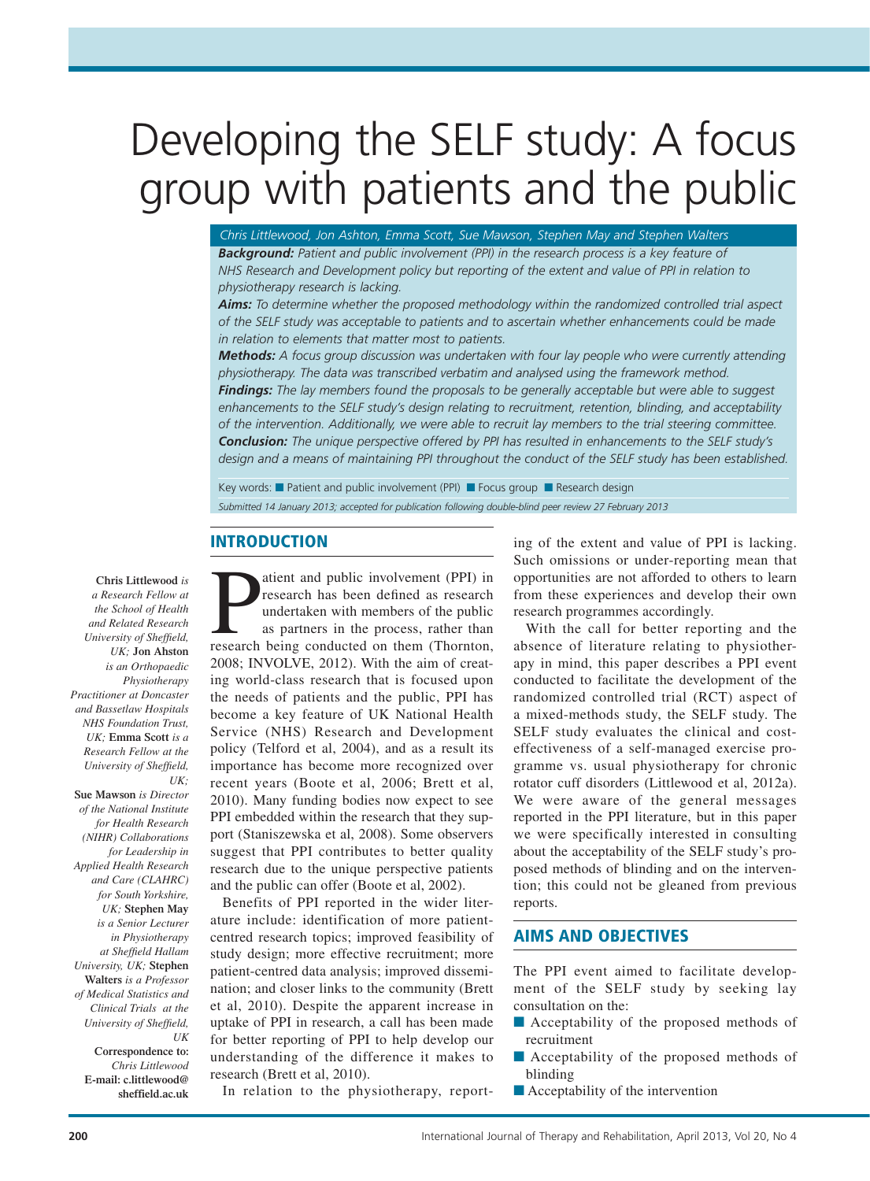# Developing the SELF study: A focus group with patients and the public

*Chris Littlewood, Jon Ashton, Emma Scott, Sue Mawson, Stephen May and Stephen Walters*

***Background:*** *Patient and public involvement (PPI) in the research process is a key feature of NHS Research and Development policy but reporting of the extent and value of PPI in relation to physiotherapy research is lacking.*

***Aims:*** *To determine whether the proposed methodology within the randomized controlled trial aspect of the SELF study was acceptable to patients and to ascertain whether enhancements could be made in relation to elements that matter most to patients.*

***Methods:*** *A focus group discussion was undertaken with four lay people who were currently attending physiotherapy. The data was transcribed verbatim and analysed using the framework method.*

***Findings:*** *The lay members found the proposals to be generally acceptable but were able to suggest enhancements to the SELF study's design relating to recruitment, retention, blinding, and acceptability of the intervention. Additionally, we were able to recruit lay members to the trial steering committee.*

***Conclusion:*** *The unique perspective offered by PPI has resulted in enhancements to the SELF study's design and a means of maintaining PPI throughout the conduct of the SELF study has been established.*

Key words: ■ Patient and public involvement (PPI) ■ Focus group ■ Research design

*Submitted 14 January 2013; accepted for publication following double-blind peer review 27 February 2013*

**Chris Littlewood** *is a Research Fellow at the School of Health and Related Research University of Sheffield, UK;* **Jon Ahston** *is an Orthopaedic Physiotherapy Practitioner at Doncaster and Bassetlaw Hospitals NHS Foundation Trust, UK;* **Emma Scott** *is a Research Fellow at the University of Sheffield, UK;* **Sue Mawson** *is Director of the National Institute for Health Research (NIHR) Collaborations for Leadership in Applied Health Research and Care (CLAHRC) for South Yorkshire, UK;* **Stephen May** *is a Senior Lecturer in Physiotherapy at Sheffield Hallam University, UK;* **Stephen Walters** *is a Professor of Medical Statistics and Clinical Trials at the University of Sheffield, UK*

**Correspondence to:** *Chris Littlewood* **E-mail: c.littlewood@sheffield.ac.uk**

## INTRODUCTION

Patient and public involvement (PPI) in research has been defined as research undertaken with members of the public as partners in the process, rather than research being conducted on them (Thornton, 2008; INVOLVE, 2012). With the aim of creating world-class research that is focused upon the needs of patients and the public, PPI has become a key feature of UK National Health Service (NHS) Research and Development policy (Telford et al, 2004), and as a result its importance has become more recognized over recent years (Boote et al, 2006; Brett et al, 2010). Many funding bodies now expect to see PPI embedded within the research that they support (Staniszewska et al, 2008). Some observers suggest that PPI contributes to better quality research due to the unique perspective patients and the public can offer (Boote et al, 2002).

Benefits of PPI reported in the wider literature include: identification of more patient-centred research topics; improved feasibility of study design; more effective recruitment; more patient-centred data analysis; improved dissemination; and closer links to the community (Brett et al, 2010). Despite the apparent increase in uptake of PPI in research, a call has been made for better reporting of PPI to help develop our understanding of the difference it makes to research (Brett et al, 2010).

In relation to the physiotherapy, reporting of the extent and value of PPI is lacking. Such omissions or under-reporting mean that opportunities are not afforded to others to learn from these experiences and develop their own research programmes accordingly.

With the call for better reporting and the absence of literature relating to physiotherapy in mind, this paper describes a PPI event conducted to facilitate the development of the randomized controlled trial (RCT) aspect of a mixed-methods study, the SELF study. The SELF study evaluates the clinical and cost-effectiveness of a self-managed exercise programme vs. usual physiotherapy for chronic rotator cuff disorders (Littlewood et al, 2012a). We were aware of the general messages reported in the PPI literature, but in this paper we were specifically interested in consulting about the acceptability of the SELF study's proposed methods of blinding and on the intervention; this could not be gleaned from previous reports.

## AIMS AND OBJECTIVES

The PPI event aimed to facilitate development of the SELF study by seeking lay consultation on the:

- Acceptability of the proposed methods of recruitment
- Acceptability of the proposed methods of blinding
- Acceptability of the intervention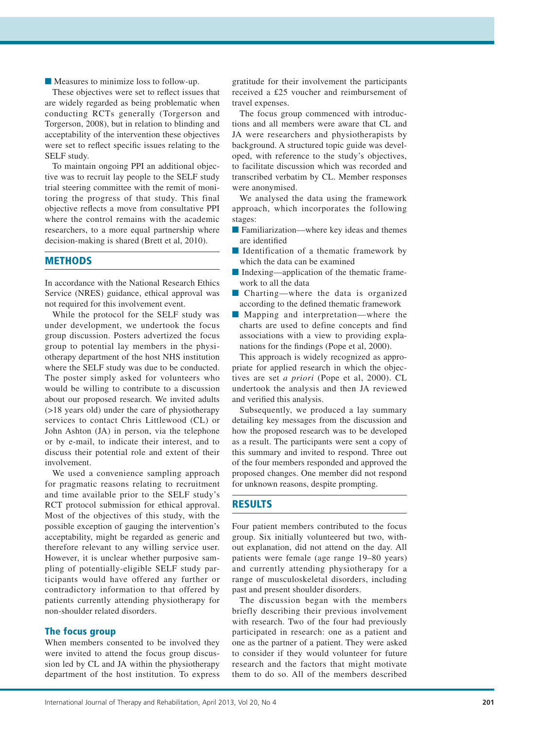- Measures to minimize loss to follow-up.

These objectives were set to reflect issues that are widely regarded as being problematic when conducting RCTs generally (Torgerson and Torgerson, 2008), but in relation to blinding and acceptability of the intervention these objectives were set to reflect specific issues relating to the SELF study.

To maintain ongoing PPI an additional objective was to recruit lay people to the SELF study trial steering committee with the remit of monitoring the progress of that study. This final objective reflects a move from consultative PPI where the control remains with the academic researchers, to a more equal partnership where decision-making is shared (Brett et al, 2010).

## METHODS

In accordance with the National Research Ethics Service (NRES) guidance, ethical approval was not required for this involvement event.

While the protocol for the SELF study was under development, we undertook the focus group discussion. Posters advertized the focus group to potential lay members in the physiotherapy department of the host NHS institution where the SELF study was due to be conducted. The poster simply asked for volunteers who would be willing to contribute to a discussion about our proposed research. We invited adults (>18 years old) under the care of physiotherapy services to contact Chris Littlewood (CL) or John Ashton (JA) in person, via the telephone or by e-mail, to indicate their interest, and to discuss their potential role and extent of their involvement.

We used a convenience sampling approach for pragmatic reasons relating to recruitment and time available prior to the SELF study's RCT protocol submission for ethical approval. Most of the objectives of this study, with the possible exception of gauging the intervention's acceptability, might be regarded as generic and therefore relevant to any willing service user. However, it is unclear whether purposive sampling of potentially-eligible SELF study participants would have offered any further or contradictory information to that offered by patients currently attending physiotherapy for non-shoulder related disorders.

### The focus group

When members consented to be involved they were invited to attend the focus group discussion led by CL and JA within the physiotherapy department of the host institution. To express gratitude for their involvement the participants received a £25 voucher and reimbursement of travel expenses.

The focus group commenced with introductions and all members were aware that CL and JA were researchers and physiotherapists by background. A structured topic guide was developed, with reference to the study's objectives, to facilitate discussion which was recorded and transcribed verbatim by CL. Member responses were anonymised.

We analysed the data using the framework approach, which incorporates the following stages:

- Familiarization—where key ideas and themes are identified
- Identification of a thematic framework by which the data can be examined
- Indexing—application of the thematic framework to all the data
- Charting—where the data is organized according to the defined thematic framework
- Mapping and interpretation—where the charts are used to define concepts and find associations with a view to providing explanations for the findings (Pope et al, 2000).

This approach is widely recognized as appropriate for applied research in which the objectives are set *a priori* (Pope et al, 2000). CL undertook the analysis and then JA reviewed and verified this analysis.

Subsequently, we produced a lay summary detailing key messages from the discussion and how the proposed research was to be developed as a result. The participants were sent a copy of this summary and invited to respond. Three out of the four members responded and approved the proposed changes. One member did not respond for unknown reasons, despite prompting.

## RESULTS

Four patient members contributed to the focus group. Six initially volunteered but two, without explanation, did not attend on the day. All patients were female (age range 19–80 years) and currently attending physiotherapy for a range of musculoskeletal disorders, including past and present shoulder disorders.

The discussion began with the members briefly describing their previous involvement with research. Two of the four had previously participated in research: one as a patient and one as the partner of a patient. They were asked to consider if they would volunteer for future research and the factors that might motivate them to do so. All of the members described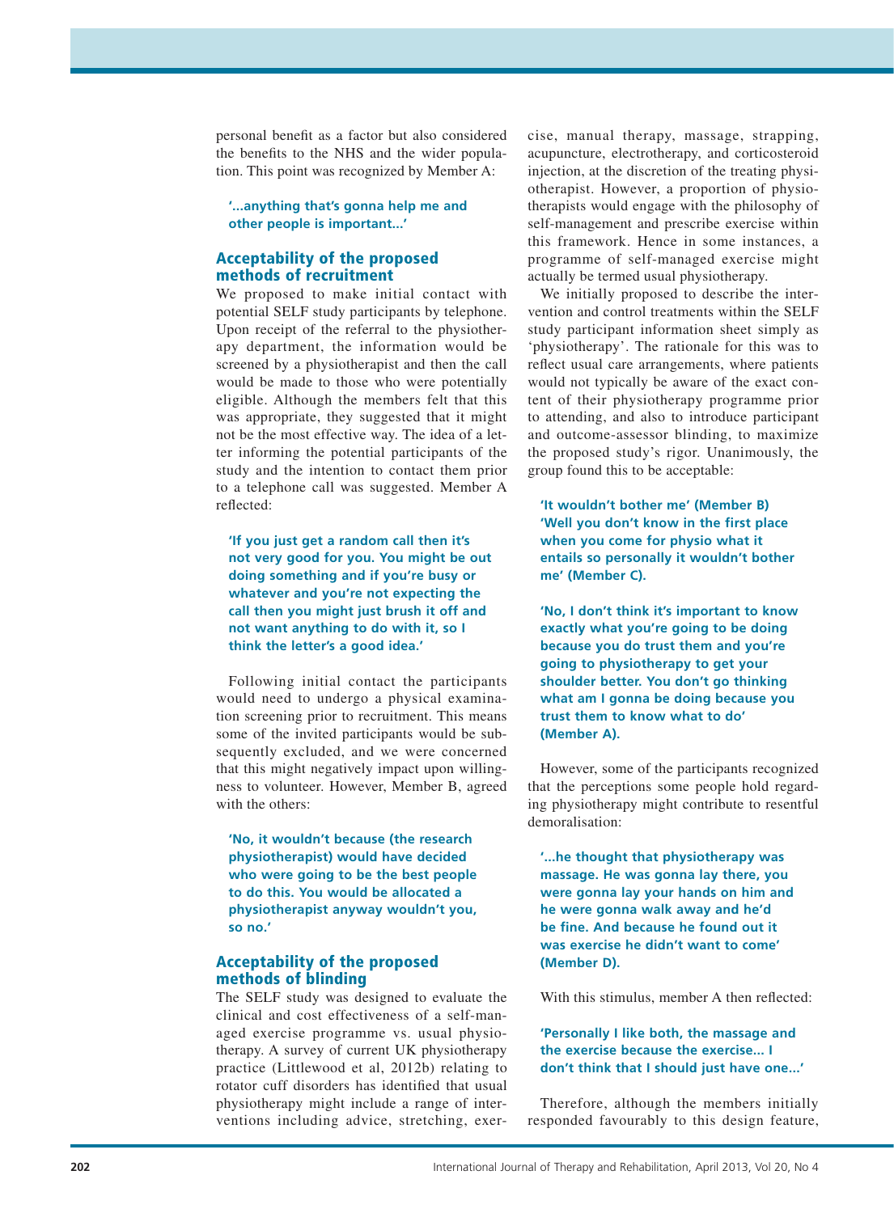personal benefit as a factor but also considered the benefits to the NHS and the wider population. This point was recognized by Member A:

> **'...anything that's gonna help me and other people is important...'**

## Acceptability of the proposed methods of recruitment

We proposed to make initial contact with potential SELF study participants by telephone. Upon receipt of the referral to the physiotherapy department, the information would be screened by a physiotherapist and then the call would be made to those who were potentially eligible. Although the members felt that this was appropriate, they suggested that it might not be the most effective way. The idea of a letter informing the potential participants of the study and the intention to contact them prior to a telephone call was suggested. Member A reflected:

> **'If you just get a random call then it's not very good for you. You might be out doing something and if you're busy or whatever and you're not expecting the call then you might just brush it off and not want anything to do with it, so I think the letter's a good idea.'**

Following initial contact the participants would need to undergo a physical examination screening prior to recruitment. This means some of the invited participants would be subsequently excluded, and we were concerned that this might negatively impact upon willingness to volunteer. However, Member B, agreed with the others:

> **'No, it wouldn't because (the research physiotherapist) would have decided who were going to be the best people to do this. You would be allocated a physiotherapist anyway wouldn't you, so no.'**

## Acceptability of the proposed methods of blinding

The SELF study was designed to evaluate the clinical and cost effectiveness of a self-managed exercise programme vs. usual physiotherapy. A survey of current UK physiotherapy practice (Littlewood et al, 2012b) relating to rotator cuff disorders has identified that usual physiotherapy might include a range of interventions including advice, stretching, exercise, manual therapy, massage, strapping, acupuncture, electrotherapy, and corticosteroid injection, at the discretion of the treating physiotherapist. However, a proportion of physiotherapists would engage with the philosophy of self-management and prescribe exercise within this framework. Hence in some instances, a programme of self-managed exercise might actually be termed usual physiotherapy.

We initially proposed to describe the intervention and control treatments within the SELF study participant information sheet simply as 'physiotherapy'. The rationale for this was to reflect usual care arrangements, where patients would not typically be aware of the exact content of their physiotherapy programme prior to attending, and also to introduce participant and outcome-assessor blinding, to maximize the proposed study's rigor. Unanimously, the group found this to be acceptable:

> **'It wouldn't bother me' (Member B)**
> **'Well you don't know in the first place when you come for physio what it entails so personally it wouldn't bother me' (Member C).**

> **'No, I don't think it's important to know exactly what you're going to be doing because you do trust them and you're going to physiotherapy to get your shoulder better. You don't go thinking what am I gonna be doing because you trust them to know what to do' (Member A).**

However, some of the participants recognized that the perceptions some people hold regarding physiotherapy might contribute to resentful demoralisation:

> **'...he thought that physiotherapy was massage. He was gonna lay there, you were gonna lay your hands on him and he were gonna walk away and he'd be fine. And because he found out it was exercise he didn't want to come' (Member D).**

With this stimulus, member A then reflected:

> **'Personally I like both, the massage and the exercise because the exercise... I don't think that I should just have one...'**

Therefore, although the members initially responded favourably to this design feature,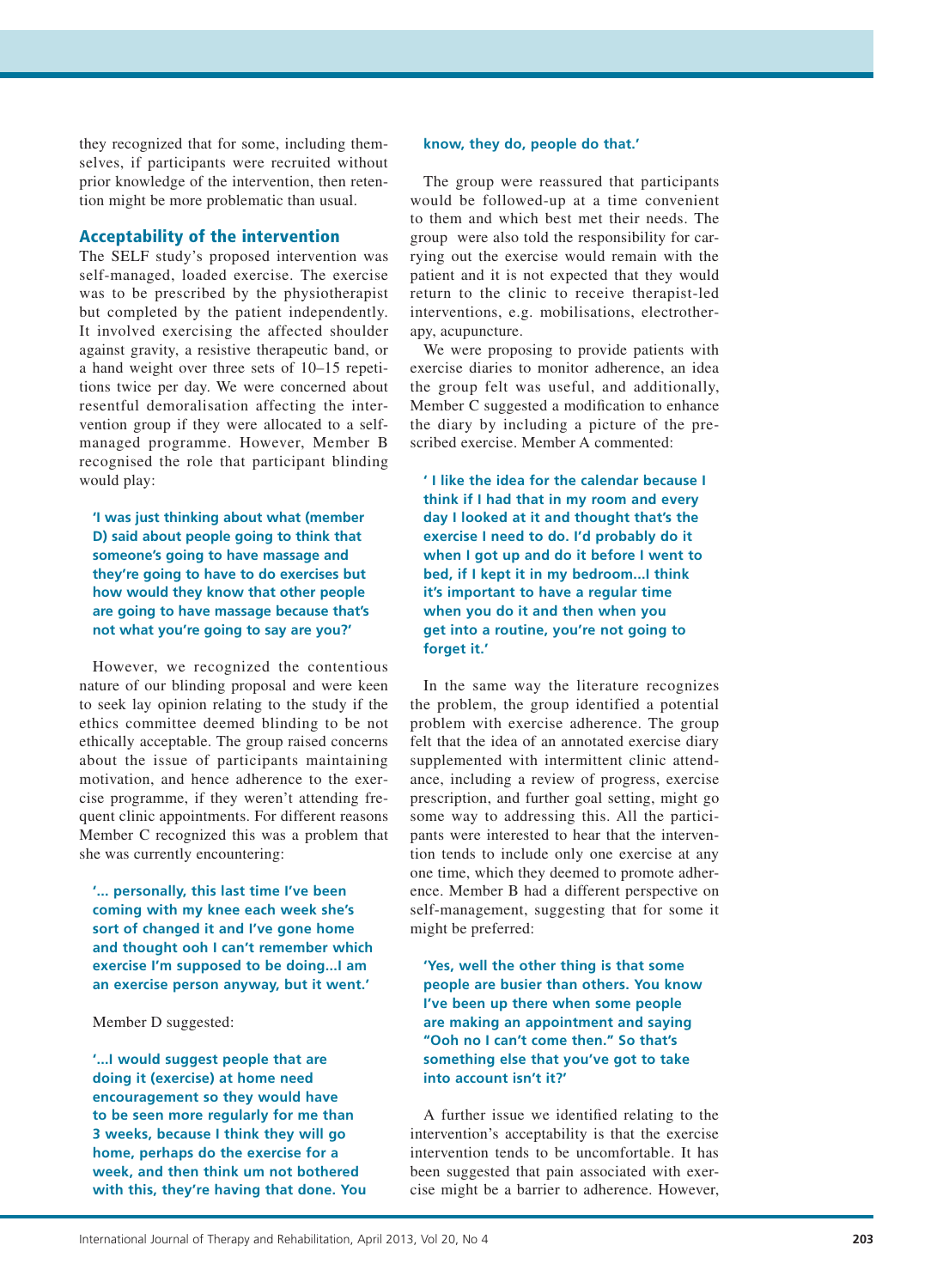they recognized that for some, including themselves, if participants were recruited without prior knowledge of the intervention, then retention might be more problematic than usual.

## Acceptability of the intervention

The SELF study's proposed intervention was self-managed, loaded exercise. The exercise was to be prescribed by the physiotherapist but completed by the patient independently. It involved exercising the affected shoulder against gravity, a resistive therapeutic band, or a hand weight over three sets of 10–15 repetitions twice per day. We were concerned about resentful demoralisation affecting the intervention group if they were allocated to a self-managed programme. However, Member B recognised the role that participant blinding would play:

> **'I was just thinking about what (member D) said about people going to think that someone's going to have massage and they're going to have to do exercises but how would they know that other people are going to have massage because that's not what you're going to say are you?'**

However, we recognized the contentious nature of our blinding proposal and were keen to seek lay opinion relating to the study if the ethics committee deemed blinding to be not ethically acceptable. The group raised concerns about the issue of participants maintaining motivation, and hence adherence to the exercise programme, if they weren't attending frequent clinic appointments. For different reasons Member C recognized this was a problem that she was currently encountering:

> **'... personally, this last time I've been coming with my knee each week she's sort of changed it and I've gone home and thought ooh I can't remember which exercise I'm supposed to be doing...I am an exercise person anyway, but it went.'**

Member D suggested:

> **'...I would suggest people that are doing it (exercise) at home need encouragement so they would have to be seen more regularly for me than 3 weeks, because I think they will go home, perhaps do the exercise for a week, and then think um not bothered with this, they're having that done. You know, they do, people do that.'**

The group were reassured that participants would be followed-up at a time convenient to them and which best met their needs. The group were also told the responsibility for carrying out the exercise would remain with the patient and it is not expected that they would return to the clinic to receive therapist-led interventions, e.g. mobilisations, electrotherapy, acupuncture.

We were proposing to provide patients with exercise diaries to monitor adherence, an idea the group felt was useful, and additionally, Member C suggested a modification to enhance the diary by including a picture of the prescribed exercise. Member A commented:

> **' I like the idea for the calendar because I think if I had that in my room and every day I looked at it and thought that's the exercise I need to do. I'd probably do it when I got up and do it before I went to bed, if I kept it in my bedroom...I think it's important to have a regular time when you do it and then when you get into a routine, you're not going to forget it.'**

In the same way the literature recognizes the problem, the group identified a potential problem with exercise adherence. The group felt that the idea of an annotated exercise diary supplemented with intermittent clinic attendance, including a review of progress, exercise prescription, and further goal setting, might go some way to addressing this. All the participants were interested to hear that the intervention tends to include only one exercise at any one time, which they deemed to promote adherence. Member B had a different perspective on self-management, suggesting that for some it might be preferred:

> **'Yes, well the other thing is that some people are busier than others. You know I've been up there when some people are making an appointment and saying "Ooh no I can't come then." So that's something else that you've got to take into account isn't it?'**

A further issue we identified relating to the intervention's acceptability is that the exercise intervention tends to be uncomfortable. It has been suggested that pain associated with exercise might be a barrier to adherence. However,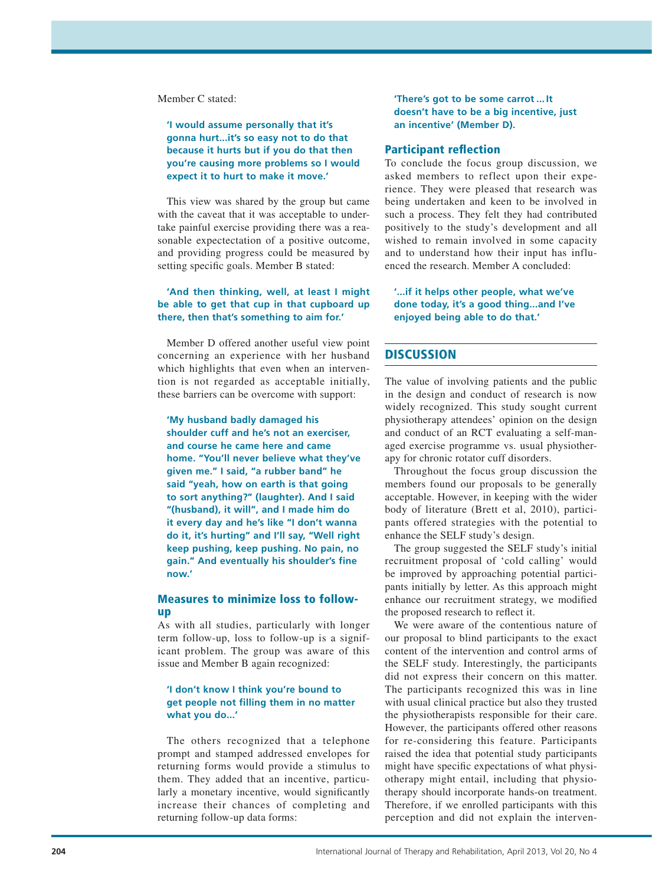Member C stated:

> **'I would assume personally that it's gonna hurt…it's so easy not to do that because it hurts but if you do that then you're causing more problems so I would expect it to hurt to make it move.'**

This view was shared by the group but came with the caveat that it was acceptable to undertake painful exercise providing there was a reasonable expectectation of a positive outcome, and providing progress could be measured by setting specific goals. Member B stated:

> **'And then thinking, well, at least I might be able to get that cup in that cupboard up there, then that's something to aim for.'**

Member D offered another useful view point concerning an experience with her husband which highlights that even when an intervention is not regarded as acceptable initially, these barriers can be overcome with support:

> **'My husband badly damaged his shoulder cuff and he's not an exerciser, and course he came here and came home. "You'll never believe what they've given me." I said, "a rubber band" he said "yeah, how on earth is that going to sort anything?" (laughter). And I said "(husband), it will", and I made him do it every day and he's like "I don't wanna do it, it's hurting" and I'll say, "Well right keep pushing, keep pushing. No pain, no gain." And eventually his shoulder's fine now.'**

### Measures to minimize loss to follow-up

As with all studies, particularly with longer term follow-up, loss to follow-up is a significant problem. The group was aware of this issue and Member B again recognized:

> **'I don't know I think you're bound to get people not filling them in no matter what you do…'**

The others recognized that a telephone prompt and stamped addressed envelopes for returning forms would provide a stimulus to them. They added that an incentive, particularly a monetary incentive, would significantly increase their chances of completing and returning follow-up data forms:

> **'There's got to be some carrot…It doesn't have to be a big incentive, just an incentive' (Member D).**

### Participant reflection

To conclude the focus group discussion, we asked members to reflect upon their experience. They were pleased that research was being undertaken and keen to be involved in such a process. They felt they had contributed positively to the study's development and all wished to remain involved in some capacity and to understand how their input has influenced the research. Member A concluded:

> **'…if it helps other people, what we've done today, it's a good thing…and I've enjoyed being able to do that.'**

## DISCUSSION

The value of involving patients and the public in the design and conduct of research is now widely recognized. This study sought current physiotherapy attendees' opinion on the design and conduct of an RCT evaluating a self-managed exercise programme vs. usual physiotherapy for chronic rotator cuff disorders.

Throughout the focus group discussion the members found our proposals to be generally acceptable. However, in keeping with the wider body of literature (Brett et al, 2010), participants offered strategies with the potential to enhance the SELF study's design.

The group suggested the SELF study's initial recruitment proposal of 'cold calling' would be improved by approaching potential participants initially by letter. As this approach might enhance our recruitment strategy, we modified the proposed research to reflect it.

We were aware of the contentious nature of our proposal to blind participants to the exact content of the intervention and control arms of the SELF study. Interestingly, the participants did not express their concern on this matter. The participants recognized this was in line with usual clinical practice but also they trusted the physiotherapists responsible for their care. However, the participants offered other reasons for re-considering this feature. Participants raised the idea that potential study participants might have specific expectations of what physiotherapy might entail, including that physiotherapy should incorporate hands-on treatment. Therefore, if we enrolled participants with this perception and did not explain the interven-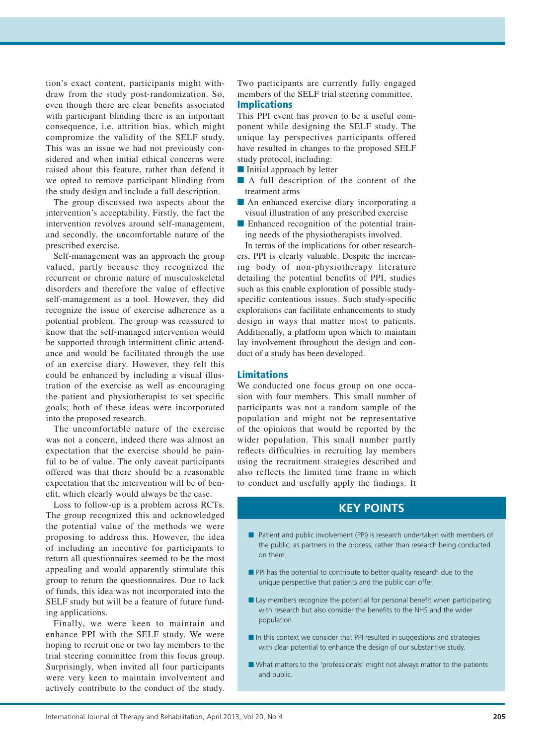tion's exact content, participants might withdraw from the study post-randomization. So, even though there are clear benefits associated with participant blinding there is an important consequence, i.e. attrition bias, which might compromize the validity of the SELF study. This was an issue we had not previously considered and when initial ethical concerns were raised about this feature, rather than defend it we opted to remove participant blinding from the study design and include a full description.

The group discussed two aspects about the intervention's acceptability. Firstly, the fact the intervention revolves around self-management, and secondly, the uncomfortable nature of the prescribed exercise.

Self-management was an approach the group valued, partly because they recognized the recurrent or chronic nature of musculoskeletal disorders and therefore the value of effective self-management as a tool. However, they did recognize the issue of exercise adherence as a potential problem. The group was reassured to know that the self-managed intervention would be supported through intermittent clinic attendance and would be facilitated through the use of an exercise diary. However, they felt this could be enhanced by including a visual illustration of the exercise as well as encouraging the patient and physiotherapist to set specific goals; both of these ideas were incorporated into the proposed research.

The uncomfortable nature of the exercise was not a concern, indeed there was almost an expectation that the exercise should be painful to be of value. The only caveat participants offered was that there should be a reasonable expectation that the intervention will be of benefit, which clearly would always be the case.

Loss to follow-up is a problem across RCTs. The group recognized this and acknowledged the potential value of the methods we were proposing to address this. However, the idea of including an incentive for participants to return all questionnaires seemed to be the most appealing and would apparently stimulate this group to return the questionnaires. Due to lack of funds, this idea was not incorporated into the SELF study but will be a feature of future funding applications.

Finally, we were keen to maintain and enhance PPI with the SELF study. We were hoping to recruit one or two lay members to the trial steering committee from this focus group. Surprisingly, when invited all four participants were very keen to maintain involvement and actively contribute to the conduct of the study. Two participants are currently fully engaged members of the SELF trial steering committee.

## Implications

This PPI event has proven to be a useful component while designing the SELF study. The unique lay perspectives participants offered have resulted in changes to the proposed SELF study protocol, including:

- Initial approach by letter
- A full description of the content of the treatment arms
- An enhanced exercise diary incorporating a visual illustration of any prescribed exercise
- Enhanced recognition of the potential training needs of the physiotherapists involved.

In terms of the implications for other researchers, PPI is clearly valuable. Despite the increasing body of non-physiotherapy literature detailing the potential benefits of PPI, studies such as this enable exploration of possible study-specific contentious issues. Such study-specific explorations can facilitate enhancements to study design in ways that matter most to patients. Additionally, a platform upon which to maintain lay involvement throughout the design and conduct of a study has been developed.

## Limitations

We conducted one focus group on one occasion with four members. This small number of participants was not a random sample of the population and might not be representative of the opinions that would be reported by the wider population. This small number partly reflects difficulties in recruiting lay members using the recruitment strategies described and also reflects the limited time frame in which to conduct and usefully apply the findings. It

## KEY POINTS

- Patient and public involvement (PPI) is research undertaken with members of the public, as partners in the process, rather than research being conducted on them.
- PPI has the potential to contribute to better quality research due to the unique perspective that patients and the public can offer.
- Lay members recognize the potential for personal benefit when participating with research but also consider the benefits to the NHS and the wider population.
- In this context we consider that PPI resulted in suggestions and strategies with clear potential to enhance the design of our substantive study.
- What matters to the 'professionals' might not always matter to the patients and public.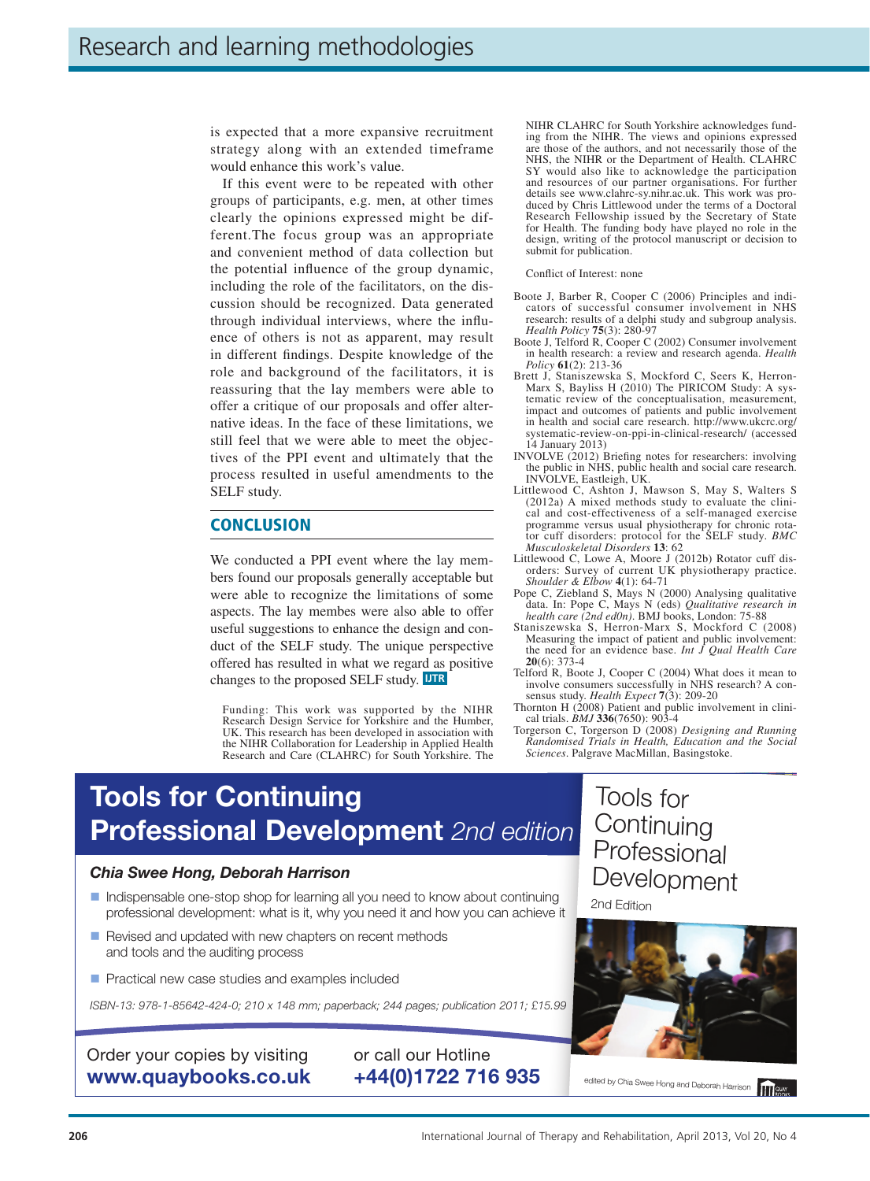is expected that a more expansive recruitment strategy along with an extended timeframe would enhance this work's value.

If this event were to be repeated with other groups of participants, e.g. men, at other times clearly the opinions expressed might be different.The focus group was an appropriate and convenient method of data collection but the potential influence of the group dynamic, including the role of the facilitators, on the discussion should be recognized. Data generated through individual interviews, where the influence of others is not as apparent, may result in different findings. Despite knowledge of the role and background of the facilitators, it is reassuring that the lay members were able to offer a critique of our proposals and offer alternative ideas. In the face of these limitations, we still feel that we were able to meet the objectives of the PPI event and ultimately that the process resulted in useful amendments to the SELF study.

## CONCLUSION

We conducted a PPI event where the lay members found our proposals generally acceptable but were able to recognize the limitations of some aspects. The lay membes were also able to offer useful suggestions to enhance the design and conduct of the SELF study. The unique perspective offered has resulted in what we regard as positive changes to the proposed SELF study. IJTR

Funding: This work was supported by the NIHR Research Design Service for Yorkshire and the Humber, UK. This research has been developed in association with the NIHR Collaboration for Leadership in Applied Health Research and Care (CLAHRC) for South Yorkshire. The NIHR CLAHRC for South Yorkshire acknowledges funding from the NIHR. The views and opinions expressed are those of the authors, and not necessarily those of the NHS, the NIHR or the Department of Health. CLAHRC SY would also like to acknowledge the participation and resources of our partner organisations. For further details see www.clahrc-sy.nihr.ac.uk. This work was produced by Chris Littlewood under the terms of a Doctoral Research Fellowship issued by the Secretary of State for Health. The funding body have played no role in the design, writing of the protocol manuscript or decision to submit for publication.

Conflict of Interest: none

Boote J, Barber R, Cooper C (2006) Principles and indicators of successful consumer involvement in NHS research: results of a delphi study and subgroup analysis. *Health Policy* **75**(3): 280-97

Boote J, Telford R, Cooper C (2002) Consumer involvement in health research: a review and research agenda. *Health Policy* **61**(2): 213-36

Brett J, Staniszewska S, Mockford C, Seers K, Herron-Marx S, Bayliss H (2010) The PIRICOM Study: A systematic review of the conceptualisation, measurement, impact and outcomes of patients and public involvement in health and social care research. http://www.ukcrc.org/systematic-review-on-ppi-in-clinical-research/ (accessed 14 January 2013)

INVOLVE (2012) Briefing notes for researchers: involving the public in NHS, public health and social care research. INVOLVE, Eastleigh, UK.

Littlewood C, Ashton J, Mawson S, May S, Walters S (2012a) A mixed methods study to evaluate the clinical and cost-effectiveness of a self-managed exercise programme versus usual physiotherapy for chronic rotator cuff disorders: protocol for the SELF study. *BMC Musculoskeletal Disorders* **13**: 62

Littlewood C, Lowe A, Moore J (2012b) Rotator cuff disorders: Survey of current UK physiotherapy practice. *Shoulder & Elbow* **4**(1): 64-71

Pope C, Ziebland S, Mays N (2000) Analysing qualitative data. In: Pope C, Mays N (eds) *Qualitative research in health care (2nd ed0n)*. BMJ books, London: 75-88

Staniszewska S, Herron-Marx S, Mockford C (2008) Measuring the impact of patient and public involvement: the need for an evidence base. *Int J Qual Health Care* **20**(6): 373-4

Telford R, Boote J, Cooper C (2004) What does it mean to involve consumers successfully in NHS research? A consensus study. *Health Expect* **7**(3): 209-20

Thornton H (2008) Patient and public involvement in clinical trials. *BMJ* **336**(7650): 903-4

Torgerson C, Torgerson D (2008) *Designing and Running Randomised Trials in Health, Education and the Social Sciences*. Palgrave MacMillan, Basingstoke.

# Tools for Continuing Professional Development *2nd edition*

***Chia Swee Hong, Deborah Harrison***

- Indispensable one-stop shop for learning all you need to know about continuing professional development: what is it, why you need it and how you can achieve it
- Revised and updated with new chapters on recent methods and tools and the auditing process
- Practical new case studies and examples included

*ISBN-13: 978-1-85642-424-0; 210 x 148 mm; paperback; 244 pages; publication 2011; £15.99*

Order your copies by visiting **www.quaybooks.co.uk** or call our Hotline **+44(0)1722 716 935**

Tools for Continuing Professional Development

2nd Edition

edited by Chia Swee Hong and Deborah Harrison